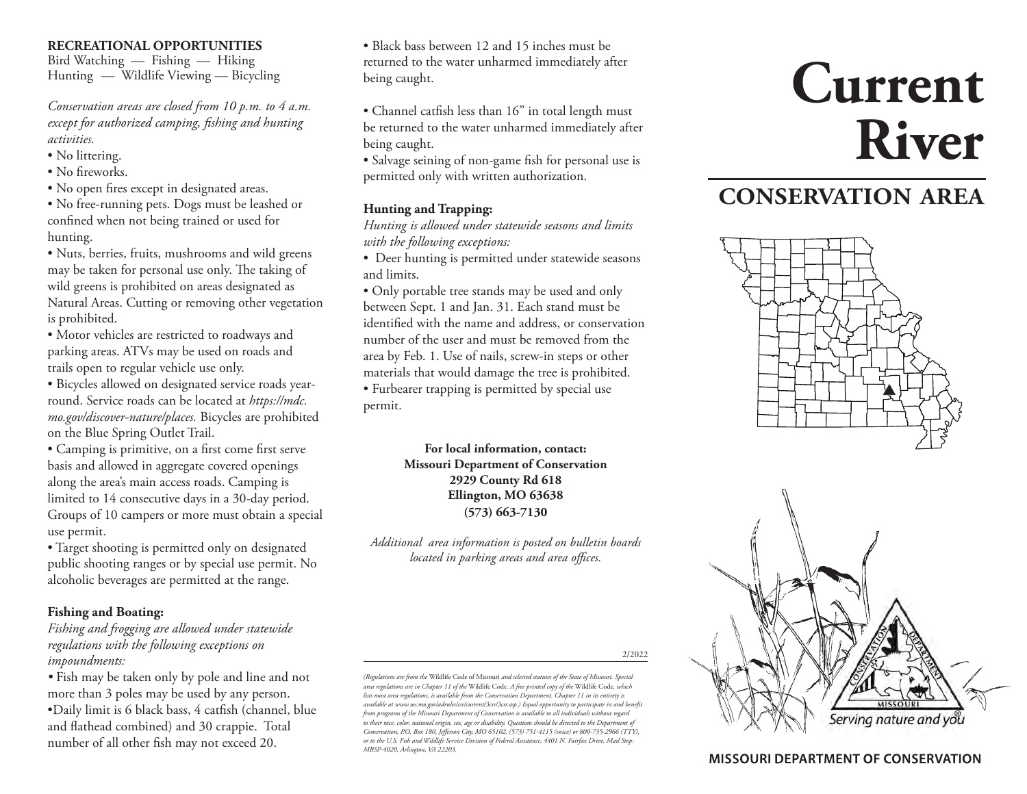**RECREATIONAL OPPORTUNITIES**
Bird Watching — Fishing — Hiking
Hunting — Wildlife Viewing — Bicycling

*Conservation areas are closed from 10 p.m. to 4 a.m. except for authorized camping, fishing and hunting activities.*

- No littering.
- No fireworks.
- No open fires except in designated areas.
- No free-running pets. Dogs must be leashed or confined when not being trained or used for hunting.
- Nuts, berries, fruits, mushrooms and wild greens may be taken for personal use only. The taking of wild greens is prohibited on areas designated as Natural Areas. Cutting or removing other vegetation is prohibited.
- Motor vehicles are restricted to roadways and parking areas. ATVs may be used on roads and trails open to regular vehicle use only.
- Bicycles allowed on designated service roads year-round. Service roads can be located at *https://mdc.mo.gov/discover-nature/places.* Bicycles are prohibited on the Blue Spring Outlet Trail.
- Camping is primitive, on a first come first serve basis and allowed in aggregate covered openings along the area's main access roads. Camping is limited to 14 consecutive days in a 30-day period. Groups of 10 campers or more must obtain a special use permit.
- Target shooting is permitted only on designated public shooting ranges or by special use permit. No alcoholic beverages are permitted at the range.

**Fishing and Boating:**

*Fishing and frogging are allowed under statewide regulations with the following exceptions on impoundments:*

- Fish may be taken only by pole and line and not more than 3 poles may be used by any person.
- Daily limit is 6 black bass, 4 catfish (channel, blue and flathead combined) and 30 crappie. Total number of all other fish may not exceed 20.
- Black bass between 12 and 15 inches must be returned to the water unharmed immediately after being caught.
- Channel catfish less than 16" in total length must be returned to the water unharmed immediately after being caught.
- Salvage seining of non-game fish for personal use is permitted only with written authorization.

**Hunting and Trapping:**

*Hunting is allowed under statewide seasons and limits with the following exceptions:*

- Deer hunting is permitted under statewide seasons and limits.
- Only portable tree stands may be used and only between Sept. 1 and Jan. 31. Each stand must be identified with the name and address, or conservation number of the user and must be removed from the area by Feb. 1. Use of nails, screw-in steps or other materials that would damage the tree is prohibited.
- Furbearer trapping is permitted by special use permit.

**For local information, contact:**
**Missouri Department of Conservation**
**2929 County Rd 618**
**Ellington, MO 63638**
**(573) 663-7130**

*Additional area information is posted on bulletin boards located in parking areas and area offices.*

2/2022

*(Regulations are from the* Wildlife Code of Missouri *and selected statutes of the State of Missouri. Special area regulations are in Chapter 11 of the* Wildlife Code*. A free printed copy of the* Wildlife Code*, which lists most area regulations, is available from the Conservation Department. Chapter 11 in its entirety is available at www.sos.mo.gov/adrules/csr/current/3csr/3csr.asp.) Equal opportunity to participate in and benefit from programs of the Missouri Department of Conservation is available to all individuals without regard to their race, color, national origin, sex, age or disability. Questions should be directed to the Department of Conservation, P.O. Box 180, Jefferson City, MO 65102, (573) 751-4115 (voice) or 800-735-2966 (TTY), or to the U.S. Fish and Wildlife Service Division of Federal Assistance, 4401 N. Fairfax Drive, Mail Stop: MBSP-4020, Arlington, VA 22203.*

# Current River

## CONSERVATION AREA

Serving nature and you®

MISSOURI DEPARTMENT OF CONSERVATION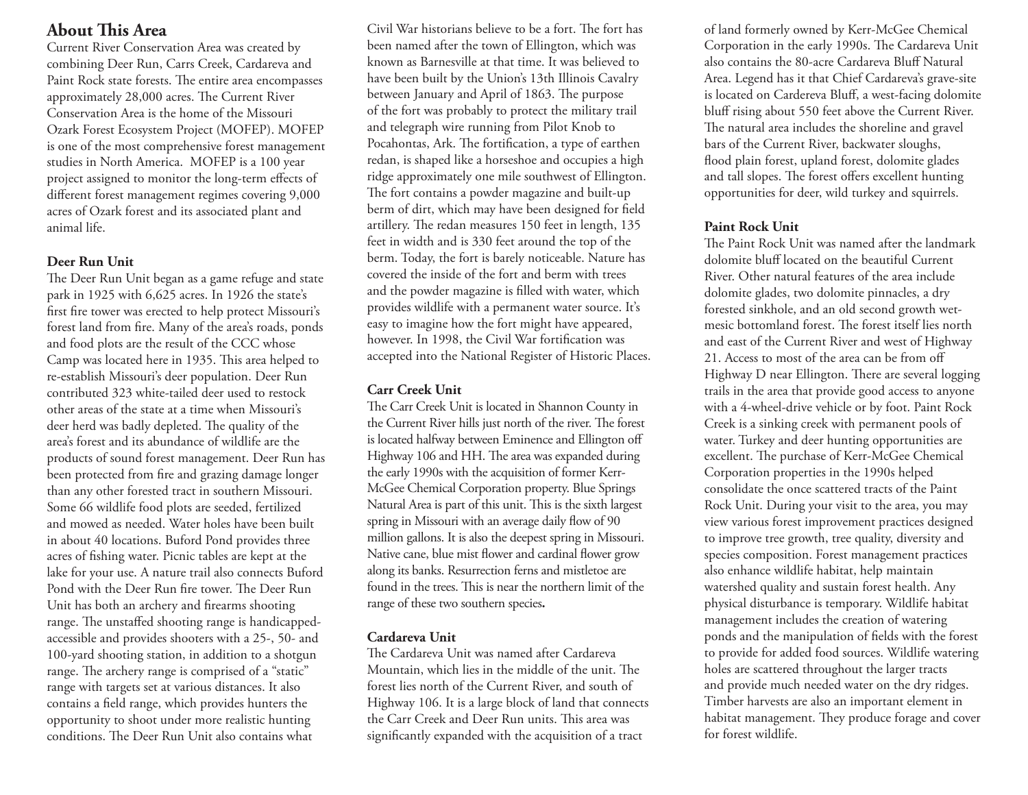## About This Area

Current River Conservation Area was created by combining Deer Run, Carrs Creek, Cardareva and Paint Rock state forests. The entire area encompasses approximately 28,000 acres. The Current River Conservation Area is the home of the Missouri Ozark Forest Ecosystem Project (MOFEP). MOFEP is one of the most comprehensive forest management studies in North America. MOFEP is a 100 year project assigned to monitor the long-term effects of different forest management regimes covering 9,000 acres of Ozark forest and its associated plant and animal life.

**Deer Run Unit**

The Deer Run Unit began as a game refuge and state park in 1925 with 6,625 acres. In 1926 the state's first fire tower was erected to help protect Missouri's forest land from fire. Many of the area's roads, ponds and food plots are the result of the CCC whose Camp was located here in 1935. This area helped to re-establish Missouri's deer population. Deer Run contributed 323 white-tailed deer used to restock other areas of the state at a time when Missouri's deer herd was badly depleted. The quality of the area's forest and its abundance of wildlife are the products of sound forest management. Deer Run has been protected from fire and grazing damage longer than any other forested tract in southern Missouri. Some 66 wildlife food plots are seeded, fertilized and mowed as needed. Water holes have been built in about 40 locations. Buford Pond provides three acres of fishing water. Picnic tables are kept at the lake for your use. A nature trail also connects Buford Pond with the Deer Run fire tower. The Deer Run Unit has both an archery and firearms shooting range. The unstaffed shooting range is handicapped-accessible and provides shooters with a 25-, 50- and 100-yard shooting station, in addition to a shotgun range. The archery range is comprised of a "static" range with targets set at various distances. It also contains a field range, which provides hunters the opportunity to shoot under more realistic hunting conditions. The Deer Run Unit also contains what Civil War historians believe to be a fort. The fort has been named after the town of Ellington, which was known as Barnesville at that time. It was believed to have been built by the Union's 13th Illinois Cavalry between January and April of 1863. The purpose of the fort was probably to protect the military trail and telegraph wire running from Pilot Knob to Pocahontas, Ark. The fortification, a type of earthen redan, is shaped like a horseshoe and occupies a high ridge approximately one mile southwest of Ellington. The fort contains a powder magazine and built-up berm of dirt, which may have been designed for field artillery. The redan measures 150 feet in length, 135 feet in width and is 330 feet around the top of the berm. Today, the fort is barely noticeable. Nature has covered the inside of the fort and berm with trees and the powder magazine is filled with water, which provides wildlife with a permanent water source. It's easy to imagine how the fort might have appeared, however. In 1998, the Civil War fortification was accepted into the National Register of Historic Places.

**Carr Creek Unit**

The Carr Creek Unit is located in Shannon County in the Current River hills just north of the river. The forest is located halfway between Eminence and Ellington off Highway 106 and HH. The area was expanded during the early 1990s with the acquisition of former Kerr-McGee Chemical Corporation property. Blue Springs Natural Area is part of this unit. This is the sixth largest spring in Missouri with an average daily flow of 90 million gallons. It is also the deepest spring in Missouri. Native cane, blue mist flower and cardinal flower grow along its banks. Resurrection ferns and mistletoe are found in the trees. This is near the northern limit of the range of these two southern species**.**

**Cardareva Unit**

The Cardareva Unit was named after Cardareva Mountain, which lies in the middle of the unit. The forest lies north of the Current River, and south of Highway 106. It is a large block of land that connects the Carr Creek and Deer Run units. This area was significantly expanded with the acquisition of a tract of land formerly owned by Kerr-McGee Chemical Corporation in the early 1990s. The Cardareva Unit also contains the 80-acre Cardareva Bluff Natural Area. Legend has it that Chief Cardareva's grave-site is located on Cardereva Bluff, a west-facing dolomite bluff rising about 550 feet above the Current River. The natural area includes the shoreline and gravel bars of the Current River, backwater sloughs, flood plain forest, upland forest, dolomite glades and tall slopes. The forest offers excellent hunting opportunities for deer, wild turkey and squirrels.

**Paint Rock Unit**

The Paint Rock Unit was named after the landmark dolomite bluff located on the beautiful Current River. Other natural features of the area include dolomite glades, two dolomite pinnacles, a dry forested sinkhole, and an old second growth wet-mesic bottomland forest. The forest itself lies north and east of the Current River and west of Highway 21. Access to most of the area can be from off Highway D near Ellington. There are several logging trails in the area that provide good access to anyone with a 4-wheel-drive vehicle or by foot. Paint Rock Creek is a sinking creek with permanent pools of water. Turkey and deer hunting opportunities are excellent. The purchase of Kerr-McGee Chemical Corporation properties in the 1990s helped consolidate the once scattered tracts of the Paint Rock Unit. During your visit to the area, you may view various forest improvement practices designed to improve tree growth, tree quality, diversity and species composition. Forest management practices also enhance wildlife habitat, help maintain watershed quality and sustain forest health. Any physical disturbance is temporary. Wildlife habitat management includes the creation of watering ponds and the manipulation of fields with the forest to provide for added food sources. Wildlife watering holes are scattered throughout the larger tracts and provide much needed water on the dry ridges. Timber harvests are also an important element in habitat management. They produce forage and cover for forest wildlife.